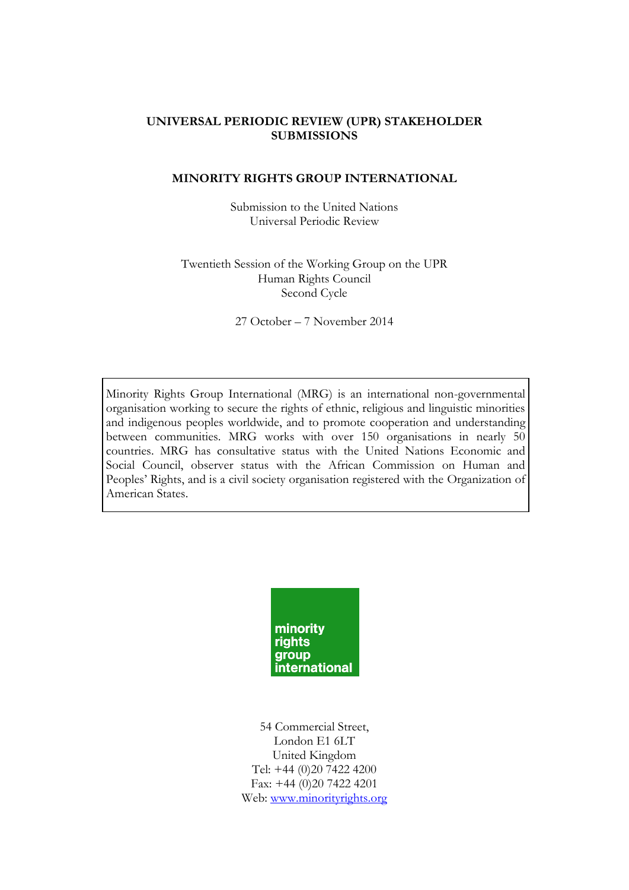# UNIVERSAL PERIODIC REVIEW (UPR) STAKEHOLDER SUBMISSIONS

## MINORITY RIGHTS GROUP INTERNATIONAL

Submission to the United Nations
Universal Periodic Review

Twentieth Session of the Working Group on the UPR
Human Rights Council
Second Cycle

27 October – 7 November 2014

Minority Rights Group International (MRG) is an international non-governmental organisation working to secure the rights of ethnic, religious and linguistic minorities and indigenous peoples worldwide, and to promote cooperation and understanding between communities. MRG works with over 150 organisations in nearly 50 countries. MRG has consultative status with the United Nations Economic and Social Council, observer status with the African Commission on Human and Peoples' Rights, and is a civil society organisation registered with the Organization of American States.

minority
rights
group
international

54 Commercial Street,
London E1 6LT
United Kingdom
Tel: +44 (0)20 7422 4200
Fax: +44 (0)20 7422 4201
Web: www.minorityrights.org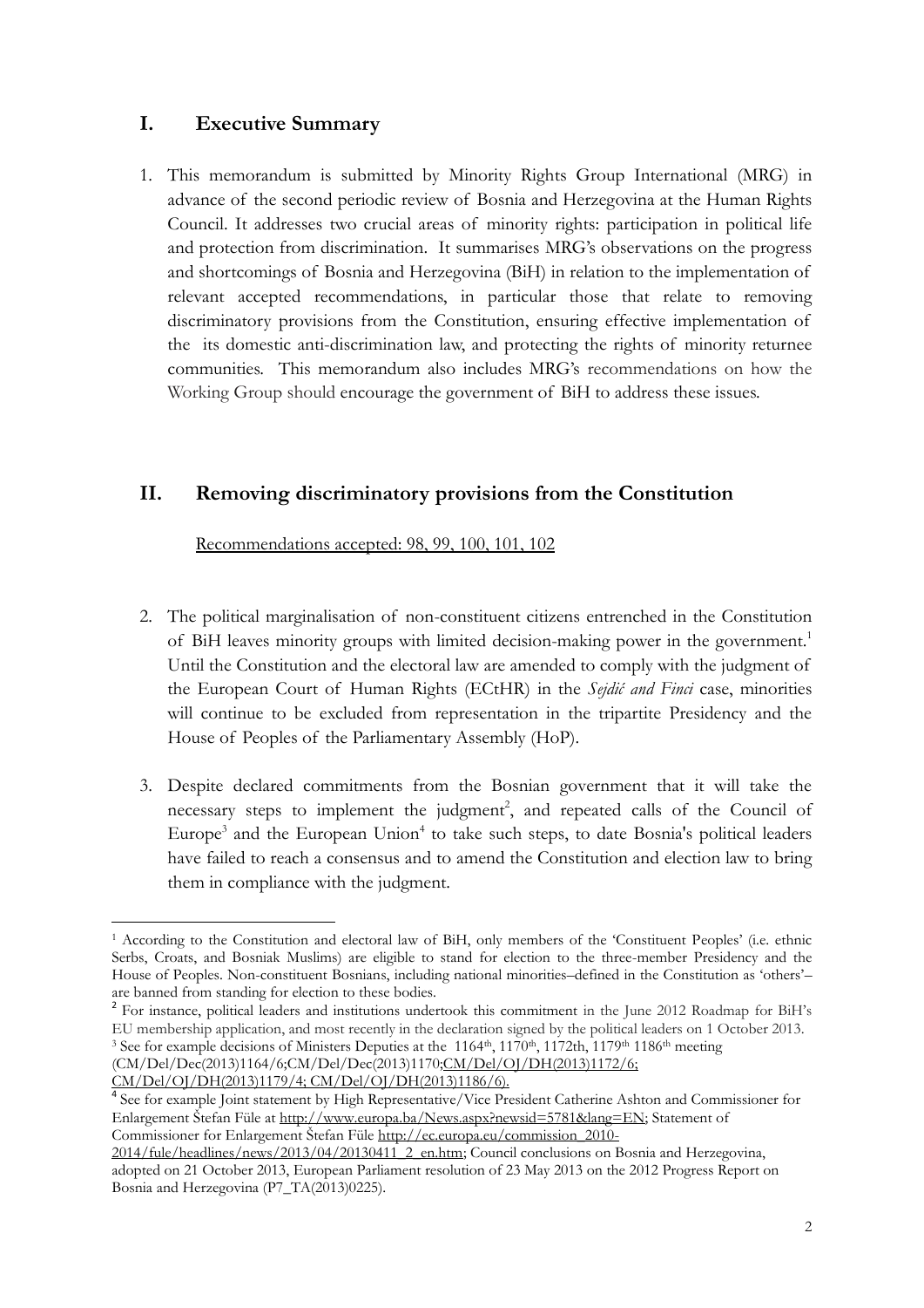## I. Executive Summary

1. This memorandum is submitted by Minority Rights Group International (MRG) in advance of the second periodic review of Bosnia and Herzegovina at the Human Rights Council. It addresses two crucial areas of minority rights: participation in political life and protection from discrimination. It summarises MRG's observations on the progress and shortcomings of Bosnia and Herzegovina (BiH) in relation to the implementation of relevant accepted recommendations, in particular those that relate to removing discriminatory provisions from the Constitution, ensuring effective implementation of the its domestic anti-discrimination law, and protecting the rights of minority returnee communities. This memorandum also includes MRG's recommendations on how the Working Group should encourage the government of BiH to address these issues.

## II. Removing discriminatory provisions from the Constitution

Recommendations accepted: 98, 99, 100, 101, 102

2. The political marginalisation of non-constituent citizens entrenched in the Constitution of BiH leaves minority groups with limited decision-making power in the government.[1] Until the Constitution and the electoral law are amended to comply with the judgment of the European Court of Human Rights (ECtHR) in the *Sejdić and Finci* case, minorities will continue to be excluded from representation in the tripartite Presidency and the House of Peoples of the Parliamentary Assembly (HoP).

3. Despite declared commitments from the Bosnian government that it will take the necessary steps to implement the judgment[2], and repeated calls of the Council of Europe[3] and the European Union[4] to take such steps, to date Bosnia's political leaders have failed to reach a consensus and to amend the Constitution and election law to bring them in compliance with the judgment.

---

[1] According to the Constitution and electoral law of BiH, only members of the 'Constituent Peoples' (i.e. ethnic Serbs, Croats, and Bosniak Muslims) are eligible to stand for election to the three-member Presidency and the House of Peoples. Non-constituent Bosnians, including national minorities–defined in the Constitution as 'others'– are banned from standing for election to these bodies.

[2] For instance, political leaders and institutions undertook this commitment in the June 2012 Roadmap for BiH's EU membership application, and most recently in the declaration signed by the political leaders on 1 October 2013.

[3] See for example decisions of Ministers Deputies at the 1164th, 1170th, 1172th, 1179th 1186th meeting (CM/Del/Dec(2013)1164/6;CM/Del/Dec(2013)1170;CM/Del/OJ/DH(2013)1172/6; CM/Del/OJ/DH(2013)1179/4; CM/Del/OJ/DH(2013)1186/6).

[4] See for example Joint statement by High Representative/Vice President Catherine Ashton and Commissioner for Enlargement Štefan Füle at http://www.europa.ba/News.aspx?newsid=5781&lang=EN; Statement of Commissioner for Enlargement Štefan Füle http://ec.europa.eu/commission_2010-2014/fule/headlines/news/2013/04/20130411_2_en.htm; Council conclusions on Bosnia and Herzegovina, adopted on 21 October 2013, European Parliament resolution of 23 May 2013 on the 2012 Progress Report on Bosnia and Herzegovina (P7_TA(2013)0225).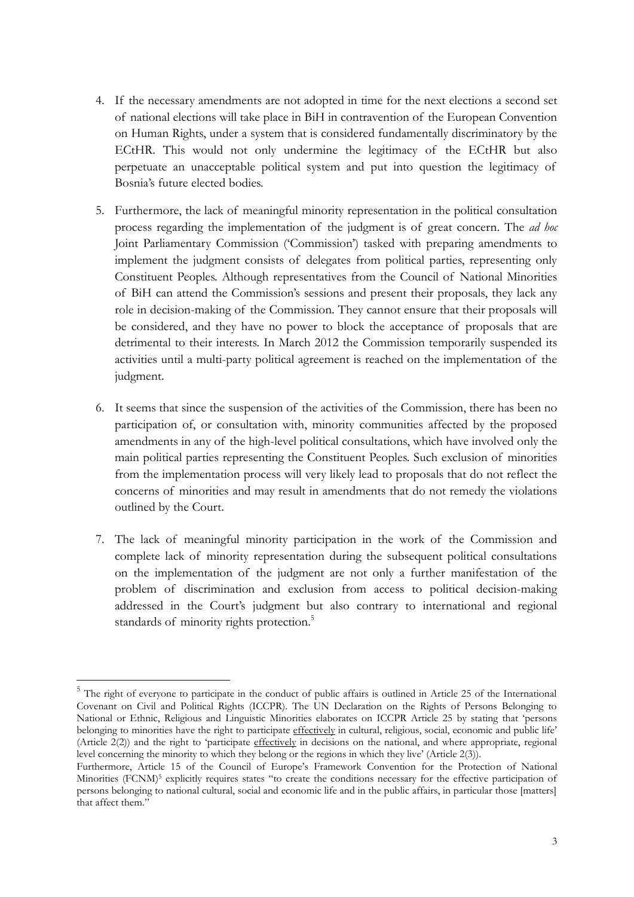4. If the necessary amendments are not adopted in time for the next elections a second set of national elections will take place in BiH in contravention of the European Convention on Human Rights, under a system that is considered fundamentally discriminatory by the ECtHR. This would not only undermine the legitimacy of the ECtHR but also perpetuate an unacceptable political system and put into question the legitimacy of Bosnia's future elected bodies.

5. Furthermore, the lack of meaningful minority representation in the political consultation process regarding the implementation of the judgment is of great concern. The *ad hoc* Joint Parliamentary Commission ('Commission') tasked with preparing amendments to implement the judgment consists of delegates from political parties, representing only Constituent Peoples. Although representatives from the Council of National Minorities of BiH can attend the Commission's sessions and present their proposals, they lack any role in decision-making of the Commission. They cannot ensure that their proposals will be considered, and they have no power to block the acceptance of proposals that are detrimental to their interests. In March 2012 the Commission temporarily suspended its activities until a multi-party political agreement is reached on the implementation of the judgment.

6. It seems that since the suspension of the activities of the Commission, there has been no participation of, or consultation with, minority communities affected by the proposed amendments in any of the high-level political consultations, which have involved only the main political parties representing the Constituent Peoples. Such exclusion of minorities from the implementation process will very likely lead to proposals that do not reflect the concerns of minorities and may result in amendments that do not remedy the violations outlined by the Court.

7. The lack of meaningful minority participation in the work of the Commission and complete lack of minority representation during the subsequent political consultations on the implementation of the judgment are not only a further manifestation of the problem of discrimination and exclusion from access to political decision-making addressed in the Court's judgment but also contrary to international and regional standards of minority rights protection.[5]

---

[5] The right of everyone to participate in the conduct of public affairs is outlined in Article 25 of the International Covenant on Civil and Political Rights (ICCPR). The UN Declaration on the Rights of Persons Belonging to National or Ethnic, Religious and Linguistic Minorities elaborates on ICCPR Article 25 by stating that 'persons belonging to minorities have the right to participate <u>effectively</u> in cultural, religious, social, economic and public life' (Article 2(2)) and the right to 'participate <u>effectively</u> in decisions on the national, and where appropriate, regional level concerning the minority to which they belong or the regions in which they live' (Article 2(3)).

Furthermore, Article 15 of the Council of Europe's Framework Convention for the Protection of National Minorities (FCNM)[5] explicitly requires states "to create the conditions necessary for the effective participation of persons belonging to national cultural, social and economic life and in the public affairs, in particular those [matters] that affect them."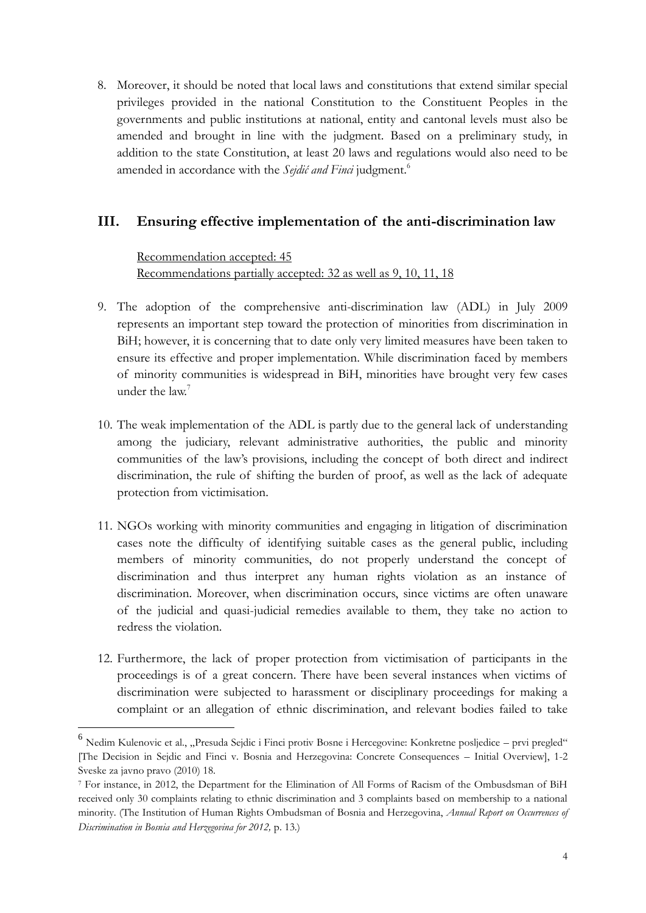8. Moreover, it should be noted that local laws and constitutions that extend similar special privileges provided in the national Constitution to the Constituent Peoples in the governments and public institutions at national, entity and cantonal levels must also be amended and brought in line with the judgment. Based on a preliminary study, in addition to the state Constitution, at least 20 laws and regulations would also need to be amended in accordance with the *Sejdić and Finci* judgment.[6]

## III. Ensuring effective implementation of the anti-discrimination law

Recommendation accepted: 45
Recommendations partially accepted: 32 as well as 9, 10, 11, 18

9. The adoption of the comprehensive anti-discrimination law (ADL) in July 2009 represents an important step toward the protection of minorities from discrimination in BiH; however, it is concerning that to date only very limited measures have been taken to ensure its effective and proper implementation. While discrimination faced by members of minority communities is widespread in BiH, minorities have brought very few cases under the law.[7]

10. The weak implementation of the ADL is partly due to the general lack of understanding among the judiciary, relevant administrative authorities, the public and minority communities of the law's provisions, including the concept of both direct and indirect discrimination, the rule of shifting the burden of proof, as well as the lack of adequate protection from victimisation.

11. NGOs working with minority communities and engaging in litigation of discrimination cases note the difficulty of identifying suitable cases as the general public, including members of minority communities, do not properly understand the concept of discrimination and thus interpret any human rights violation as an instance of discrimination. Moreover, when discrimination occurs, since victims are often unaware of the judicial and quasi-judicial remedies available to them, they take no action to redress the violation.

12. Furthermore, the lack of proper protection from victimisation of participants in the proceedings is of a great concern. There have been several instances when victims of discrimination were subjected to harassment or disciplinary proceedings for making a complaint or an allegation of ethnic discrimination, and relevant bodies failed to take

---

[6] Nedim Kulenovic et al., „Presuda Sejdic i Finci protiv Bosne i Hercegovine: Konkretne posljedice – prvi pregled" [The Decision in Sejdic and Finci v. Bosnia and Herzegovina: Concrete Consequences – Initial Overview], 1-2 Sveske za javno pravo (2010) 18.

[7] For instance, in 2012, the Department for the Elimination of All Forms of Racism of the Ombudsman of BiH received only 30 complaints relating to ethnic discrimination and 3 complaints based on membership to a national minority. (The Institution of Human Rights Ombudsman of Bosnia and Herzegovina, *Annual Report on Occurrences of Discrimination in Bosnia and Herzegovina for 2012,* p. 13.)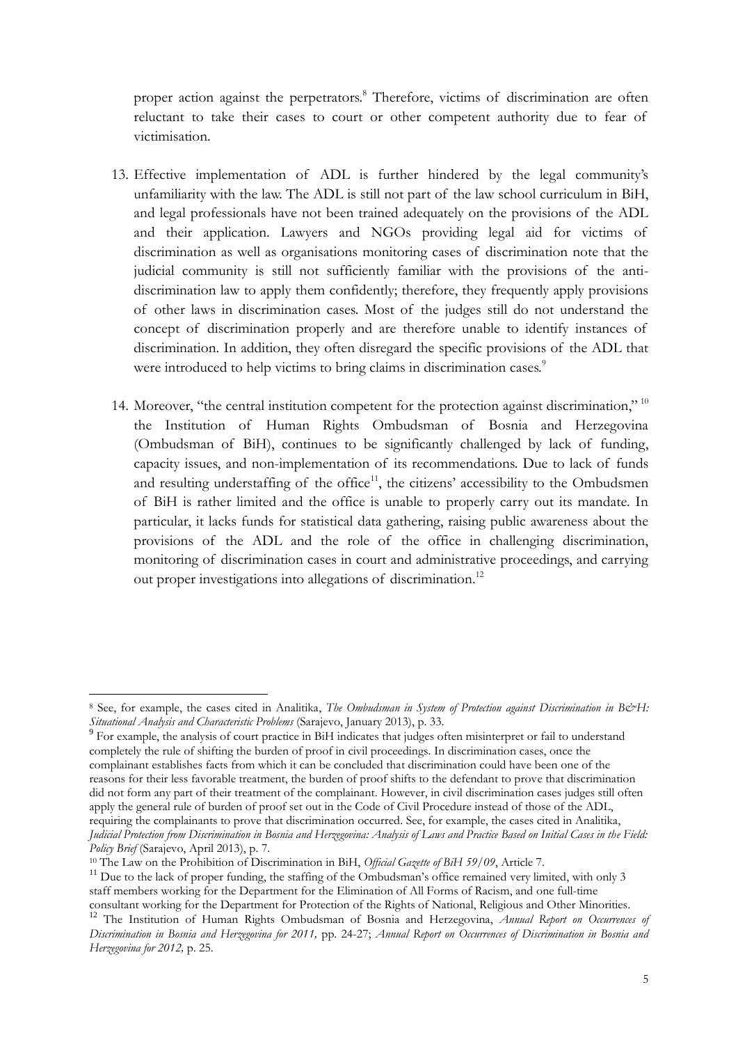proper action against the perpetrators.[8] Therefore, victims of discrimination are often reluctant to take their cases to court or other competent authority due to fear of victimisation.

13. Effective implementation of ADL is further hindered by the legal community's unfamiliarity with the law. The ADL is still not part of the law school curriculum in BiH, and legal professionals have not been trained adequately on the provisions of the ADL and their application. Lawyers and NGOs providing legal aid for victims of discrimination as well as organisations monitoring cases of discrimination note that the judicial community is still not sufficiently familiar with the provisions of the anti-discrimination law to apply them confidently; therefore, they frequently apply provisions of other laws in discrimination cases. Most of the judges still do not understand the concept of discrimination properly and are therefore unable to identify instances of discrimination. In addition, they often disregard the specific provisions of the ADL that were introduced to help victims to bring claims in discrimination cases.[9]

14. Moreover, "the central institution competent for the protection against discrimination,"[10] the Institution of Human Rights Ombudsman of Bosnia and Herzegovina (Ombudsman of BiH), continues to be significantly challenged by lack of funding, capacity issues, and non-implementation of its recommendations. Due to lack of funds and resulting understaffing of the office[11], the citizens' accessibility to the Ombudsmen of BiH is rather limited and the office is unable to properly carry out its mandate. In particular, it lacks funds for statistical data gathering, raising public awareness about the provisions of the ADL and the role of the office in challenging discrimination, monitoring of discrimination cases in court and administrative proceedings, and carrying out proper investigations into allegations of discrimination.[12]

---

[8] See, for example, the cases cited in Analitika, *The Ombudsman in System of Protection against Discrimination in B&H: Situational Analysis and Characteristic Problems* (Sarajevo, January 2013), p. 33.

[9] For example, the analysis of court practice in BiH indicates that judges often misinterpret or fail to understand completely the rule of shifting the burden of proof in civil proceedings. In discrimination cases, once the complainant establishes facts from which it can be concluded that discrimination could have been one of the reasons for their less favorable treatment, the burden of proof shifts to the defendant to prove that discrimination did not form any part of their treatment of the complainant. However, in civil discrimination cases judges still often apply the general rule of burden of proof set out in the Code of Civil Procedure instead of those of the ADL, requiring the complainants to prove that discrimination occurred. See, for example, the cases cited in Analitika, *Judicial Protection from Discrimination in Bosnia and Herzegovina: Analysis of Laws and Practice Based on Initial Cases in the Field: Policy Brief* (Sarajevo, April 2013), p. 7.

[10] The Law on the Prohibition of Discrimination in BiH, *Official Gazette of BiH 59/09*, Article 7.

[11] Due to the lack of proper funding, the staffing of the Ombudsman's office remained very limited, with only 3 staff members working for the Department for the Elimination of All Forms of Racism, and one full-time consultant working for the Department for Protection of the Rights of National, Religious and Other Minorities.

[12] The Institution of Human Rights Ombudsman of Bosnia and Herzegovina, *Annual Report on Occurrences of Discrimination in Bosnia and Herzegovina for 2011,* pp. 24-27; *Annual Report on Occurrences of Discrimination in Bosnia and Herzegovina for 2012,* p. 25.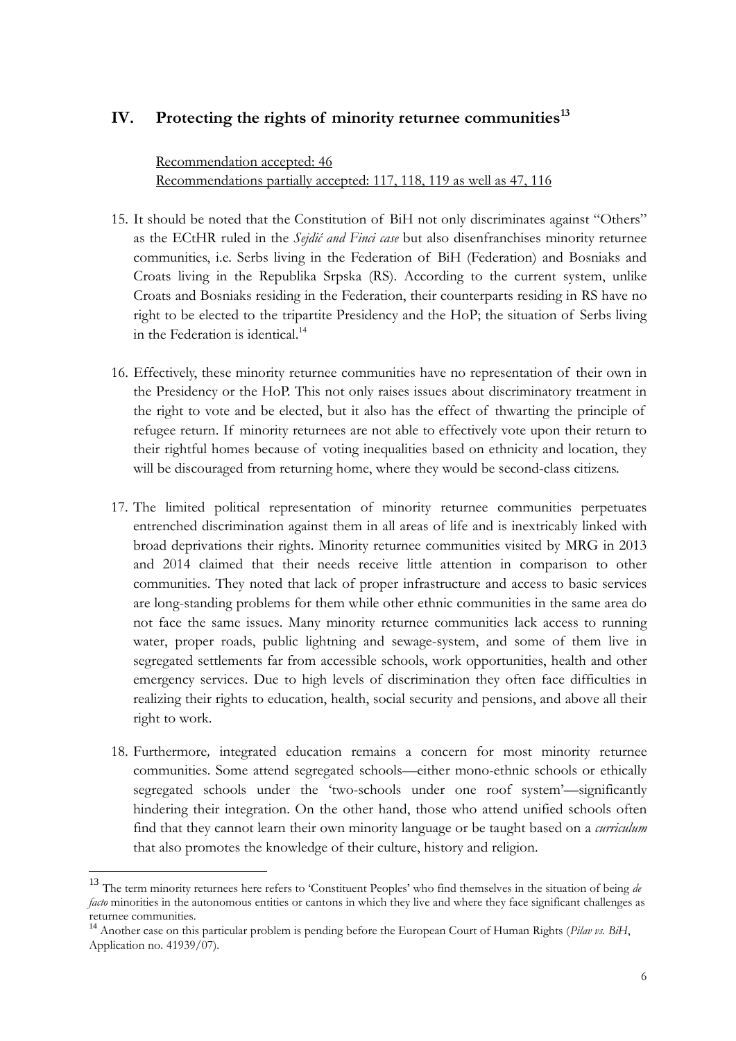## IV. Protecting the rights of minority returnee communities[13]

Recommendation accepted: 46
Recommendations partially accepted: 117, 118, 119 as well as 47, 116

15. It should be noted that the Constitution of BiH not only discriminates against "Others" as the ECtHR ruled in the *Sejdić and Finci case* but also disenfranchises minority returnee communities, i.e. Serbs living in the Federation of BiH (Federation) and Bosniaks and Croats living in the Republika Srpska (RS). According to the current system, unlike Croats and Bosniaks residing in the Federation, their counterparts residing in RS have no right to be elected to the tripartite Presidency and the HoP; the situation of Serbs living in the Federation is identical.[14]

16. Effectively, these minority returnee communities have no representation of their own in the Presidency or the HoP. This not only raises issues about discriminatory treatment in the right to vote and be elected, but it also has the effect of thwarting the principle of refugee return. If minority returnees are not able to effectively vote upon their return to their rightful homes because of voting inequalities based on ethnicity and location, they will be discouraged from returning home, where they would be second-class citizens.

17. The limited political representation of minority returnee communities perpetuates entrenched discrimination against them in all areas of life and is inextricably linked with broad deprivations their rights. Minority returnee communities visited by MRG in 2013 and 2014 claimed that their needs receive little attention in comparison to other communities. They noted that lack of proper infrastructure and access to basic services are long-standing problems for them while other ethnic communities in the same area do not face the same issues. Many minority returnee communities lack access to running water, proper roads, public lightning and sewage-system, and some of them live in segregated settlements far from accessible schools, work opportunities, health and other emergency services. Due to high levels of discrimination they often face difficulties in realizing their rights to education, health, social security and pensions, and above all their right to work.

18. Furthermore*,* integrated education remains a concern for most minority returnee communities. Some attend segregated schools—either mono-ethnic schools or ethically segregated schools under the 'two-schools under one roof system'—significantly hindering their integration. On the other hand, those who attend unified schools often find that they cannot learn their own minority language or be taught based on a *curriculum* that also promotes the knowledge of their culture, history and religion.

---

[13] The term minority returnees here refers to 'Constituent Peoples' who find themselves in the situation of being *de facto* minorities in the autonomous entities or cantons in which they live and where they face significant challenges as returnee communities.

[14] Another case on this particular problem is pending before the European Court of Human Rights (*Pilav vs. BiH*, Application no. 41939/07).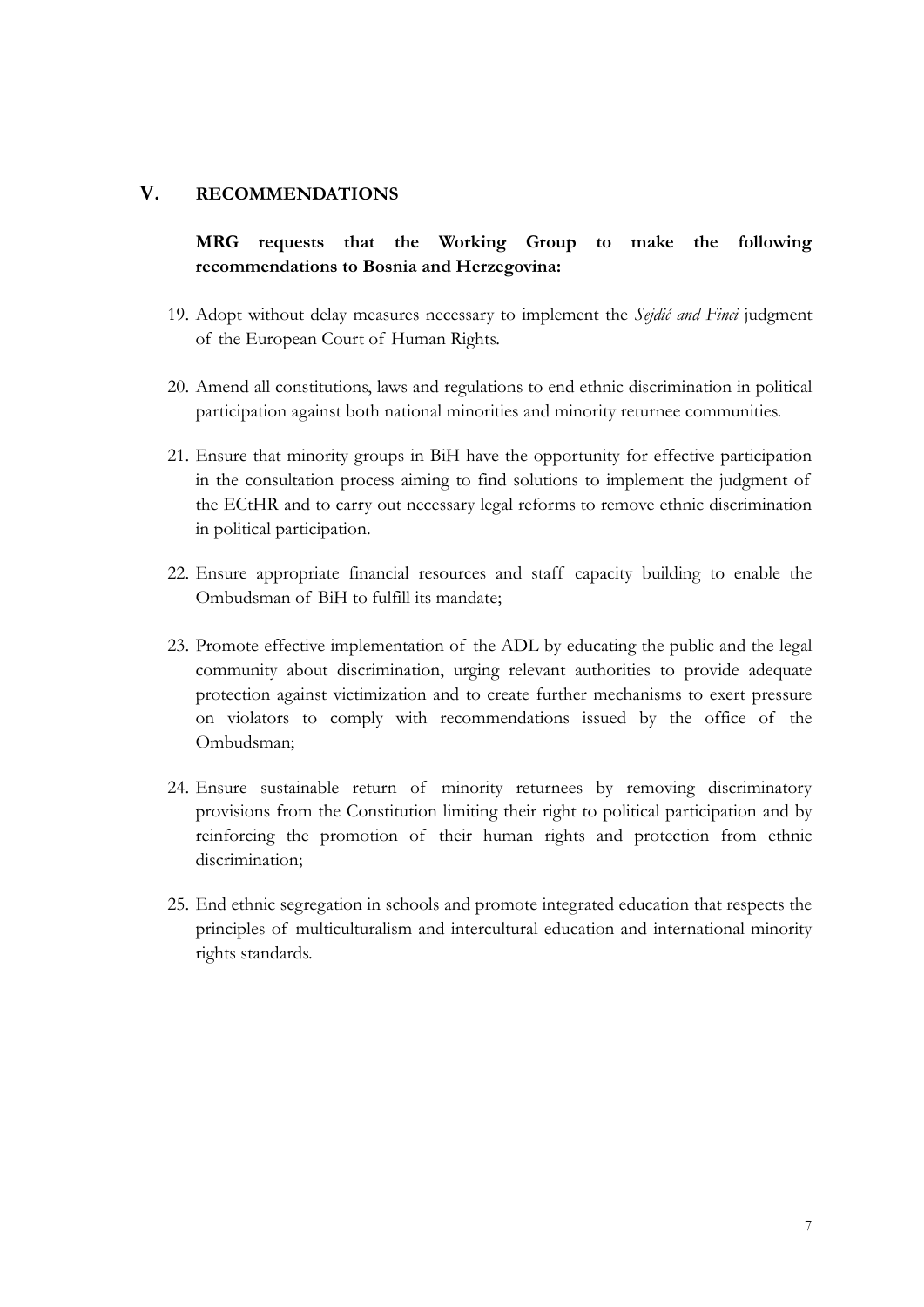## V. RECOMMENDATIONS

**MRG requests that the Working Group to make the following recommendations to Bosnia and Herzegovina:**

19. Adopt without delay measures necessary to implement the *Sejdić and Finci* judgment of the European Court of Human Rights.

20. Amend all constitutions, laws and regulations to end ethnic discrimination in political participation against both national minorities and minority returnee communities.

21. Ensure that minority groups in BiH have the opportunity for effective participation in the consultation process aiming to find solutions to implement the judgment of the ECtHR and to carry out necessary legal reforms to remove ethnic discrimination in political participation.

22. Ensure appropriate financial resources and staff capacity building to enable the Ombudsman of BiH to fulfill its mandate;

23. Promote effective implementation of the ADL by educating the public and the legal community about discrimination, urging relevant authorities to provide adequate protection against victimization and to create further mechanisms to exert pressure on violators to comply with recommendations issued by the office of the Ombudsman;

24. Ensure sustainable return of minority returnees by removing discriminatory provisions from the Constitution limiting their right to political participation and by reinforcing the promotion of their human rights and protection from ethnic discrimination;

25. End ethnic segregation in schools and promote integrated education that respects the principles of multiculturalism and intercultural education and international minority rights standards.